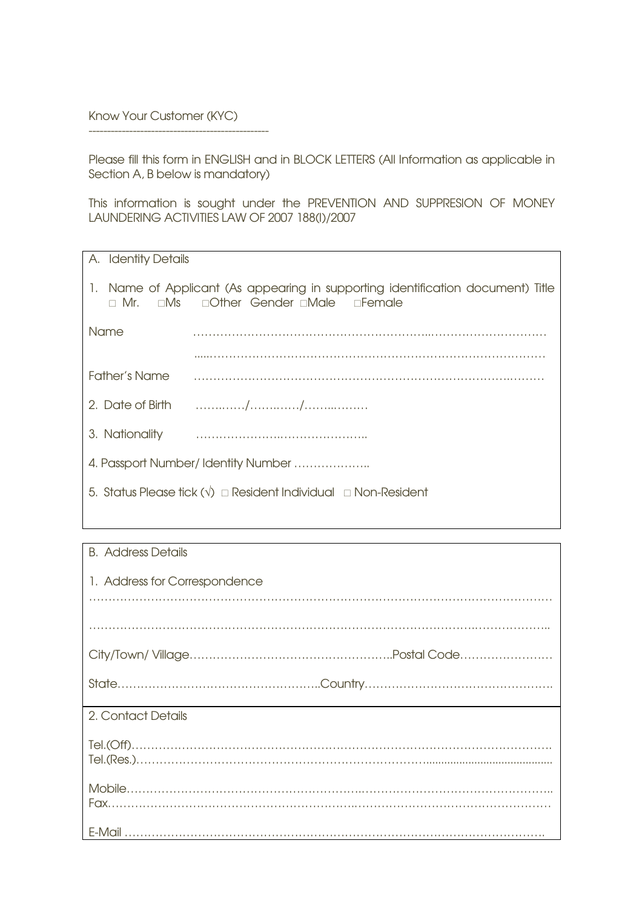Know Your Customer (KYC)

--------------------------------------------------

Please fill this form in ENGLISH and in BLOCK LETTERS (All Information as applicable in Section A, B below is mandatory)

This information is sought under the PREVENTION AND SUPPRESION OF MONEY LAUNDERING ACTIVITIES LAW OF 2007 188(I)/2007

## A. Identity Details

1. Name of Applicant (As appearing in supporting identification document) Title □ Mr. □Ms □Other Gender □Male □Female

Name ………………………………………………………………………………………

…………………………………………………………………………………………

Father's Name ………………………………………………………………………………

2. Date of Birth ………/………/………

3. Nationality ……………………………………

4. Passport Number/ Identity Number ………………..

5. Status Please tick (√) □ Resident Individual □ Non-Resident

## B. Address Details

1. Address for Correspondence

…………………………………………………………………………………………………………

…………………………………………………………………………………………………………

City/Town/ Village……………………………………………..Postal Code……………………

State……………………………………………..Country…………………………………………

2. Contact Details

Tel.(Off)…………………………………………………………………………………………
Tel.(Res.)…………………………………………………………………………………………

Mobile……………………………………………………………………………………………
Fax…………………………………………………………………………………………………

E-Mail ……………………………………………………………………………………………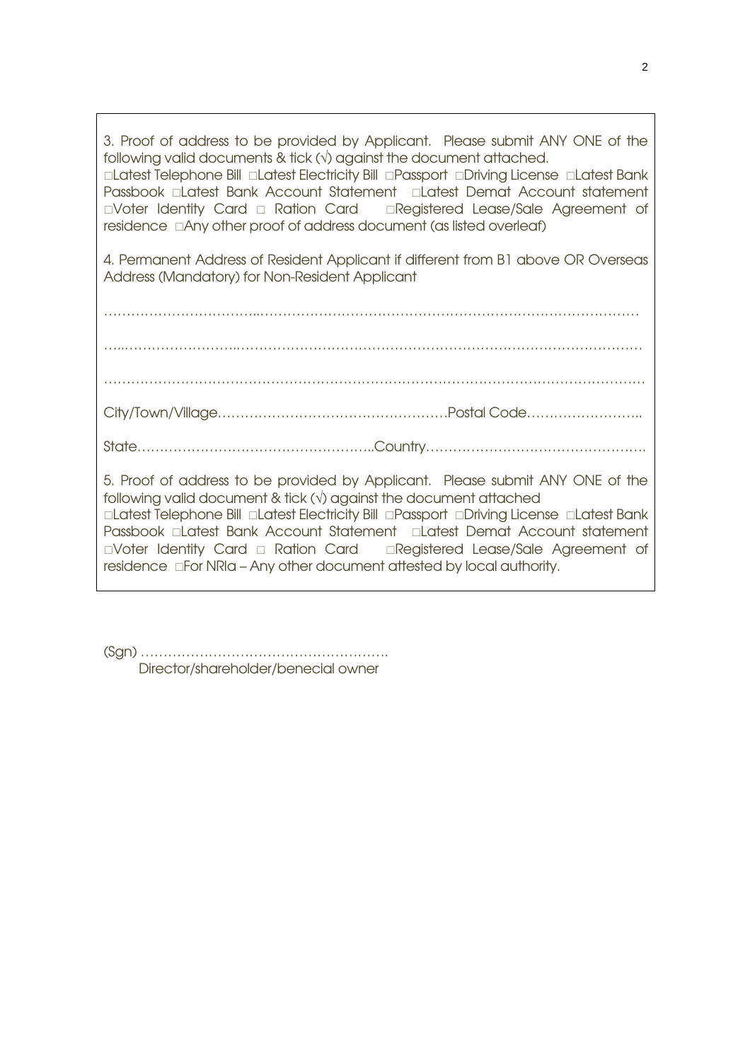3. Proof of address to be provided by Applicant. Please submit ANY ONE of the following valid documents & tick (√) against the document attached.
□Latest Telephone Bill □Latest Electricity Bill □Passport □Driving License □Latest Bank Passbook □Latest Bank Account Statement □Latest Demat Account statement □Voter Identity Card □ Ration Card □Registered Lease/Sale Agreement of residence □Any other proof of address document (as listed overleaf)

4. Permanent Address of Resident Applicant if different from B1 above OR Overseas Address (Mandatory) for Non-Resident Applicant

…………………………………………………………………………………………………………

…………………………………………………………………………………………………………

…………………………………………………………………………………………………………

City/Town/Village……………………………………………Postal Code……………………..

State……………………………………………..Country………………………………………….

5. Proof of address to be provided by Applicant. Please submit ANY ONE of the following valid document & tick (√) against the document attached
□Latest Telephone Bill □Latest Electricity Bill □Passport □Driving License □Latest Bank Passbook □Latest Bank Account Statement □Latest Demat Account statement □Voter Identity Card □ Ration Card □Registered Lease/Sale Agreement of residence □For NRIa – Any other document attested by local authority.

(Sgn) ……………………………………………….
Director/shareholder/benecial owner